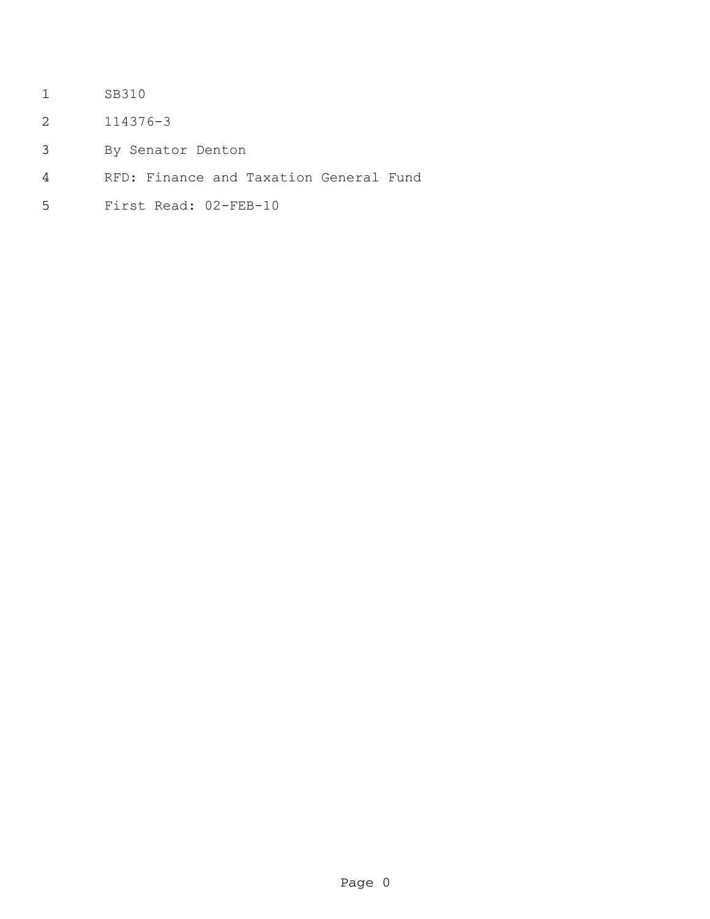SB310

114376-3

By Senator Denton

RFD: Finance and Taxation General Fund

First Read: 02-FEB-10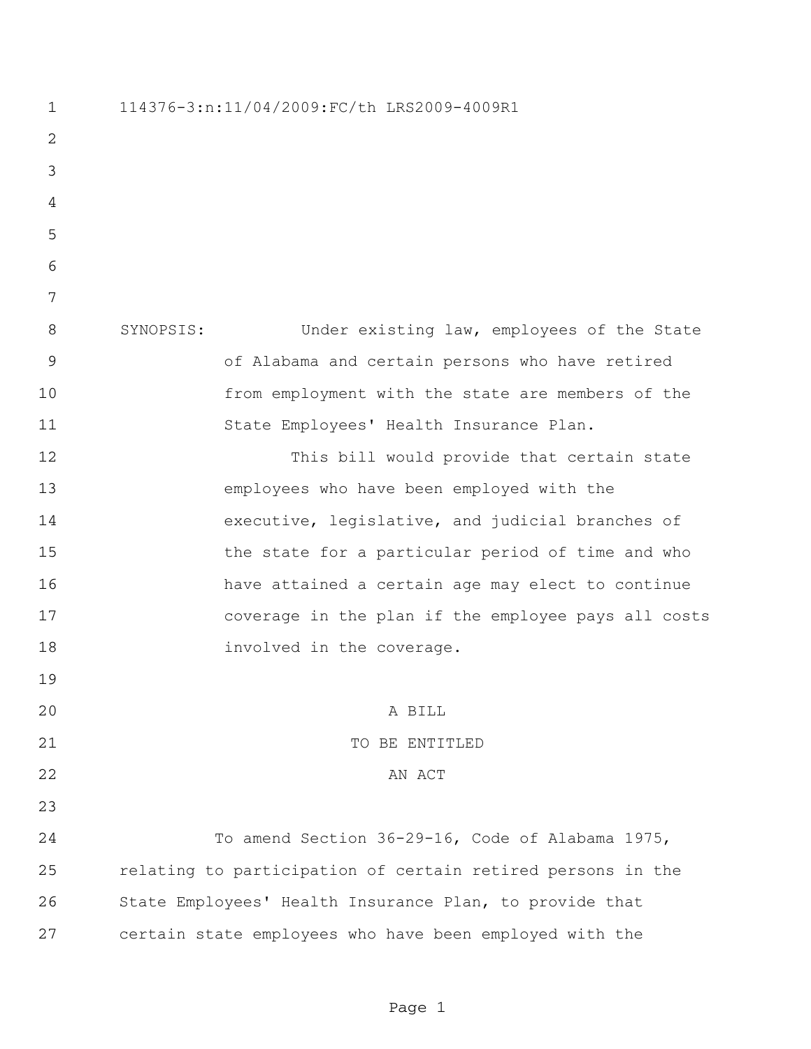114376-3:n:11/04/2009:FC/th LRS2009-4009R1

SYNOPSIS: Under existing law, employees of the State of Alabama and certain persons who have retired from employment with the state are members of the State Employees' Health Insurance Plan.

This bill would provide that certain state employees who have been employed with the executive, legislative, and judicial branches of the state for a particular period of time and who have attained a certain age may elect to continue coverage in the plan if the employee pays all costs involved in the coverage.

A BILL

TO BE ENTITLED

AN ACT

To amend Section 36-29-16, Code of Alabama 1975, relating to participation of certain retired persons in the State Employees' Health Insurance Plan, to provide that certain state employees who have been employed with the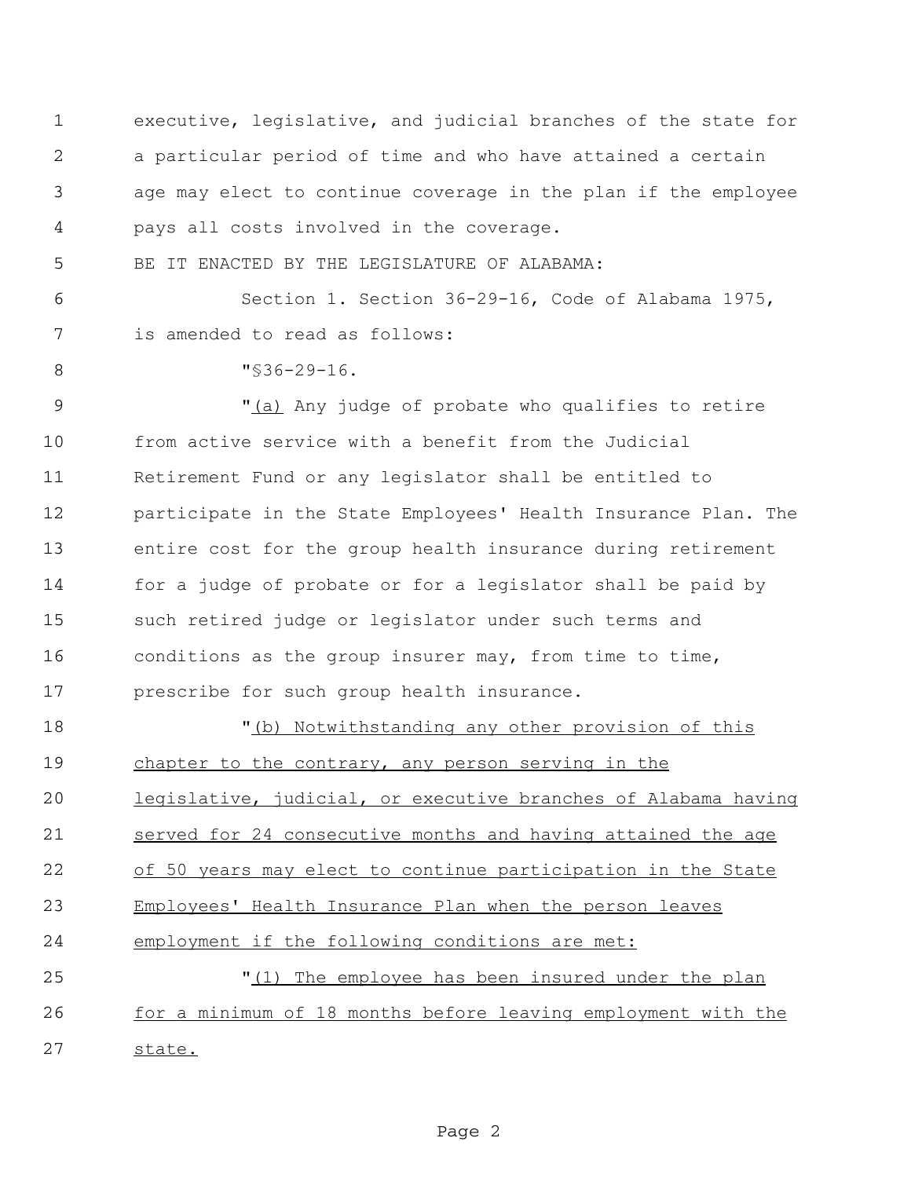executive, legislative, and judicial branches of the state for a particular period of time and who have attained a certain age may elect to continue coverage in the plan if the employee pays all costs involved in the coverage.

BE IT ENACTED BY THE LEGISLATURE OF ALABAMA:

Section 1. Section 36-29-16, Code of Alabama 1975, is amended to read as follows:

"§36-29-16.

"(a) Any judge of probate who qualifies to retire from active service with a benefit from the Judicial Retirement Fund or any legislator shall be entitled to participate in the State Employees' Health Insurance Plan. The entire cost for the group health insurance during retirement for a judge of probate or for a legislator shall be paid by such retired judge or legislator under such terms and conditions as the group insurer may, from time to time, prescribe for such group health insurance.

"(b) Notwithstanding any other provision of this chapter to the contrary, any person serving in the legislative, judicial, or executive branches of Alabama having served for 24 consecutive months and having attained the age of 50 years may elect to continue participation in the State Employees' Health Insurance Plan when the person leaves employment if the following conditions are met:

"(1) The employee has been insured under the plan for a minimum of 18 months before leaving employment with the state.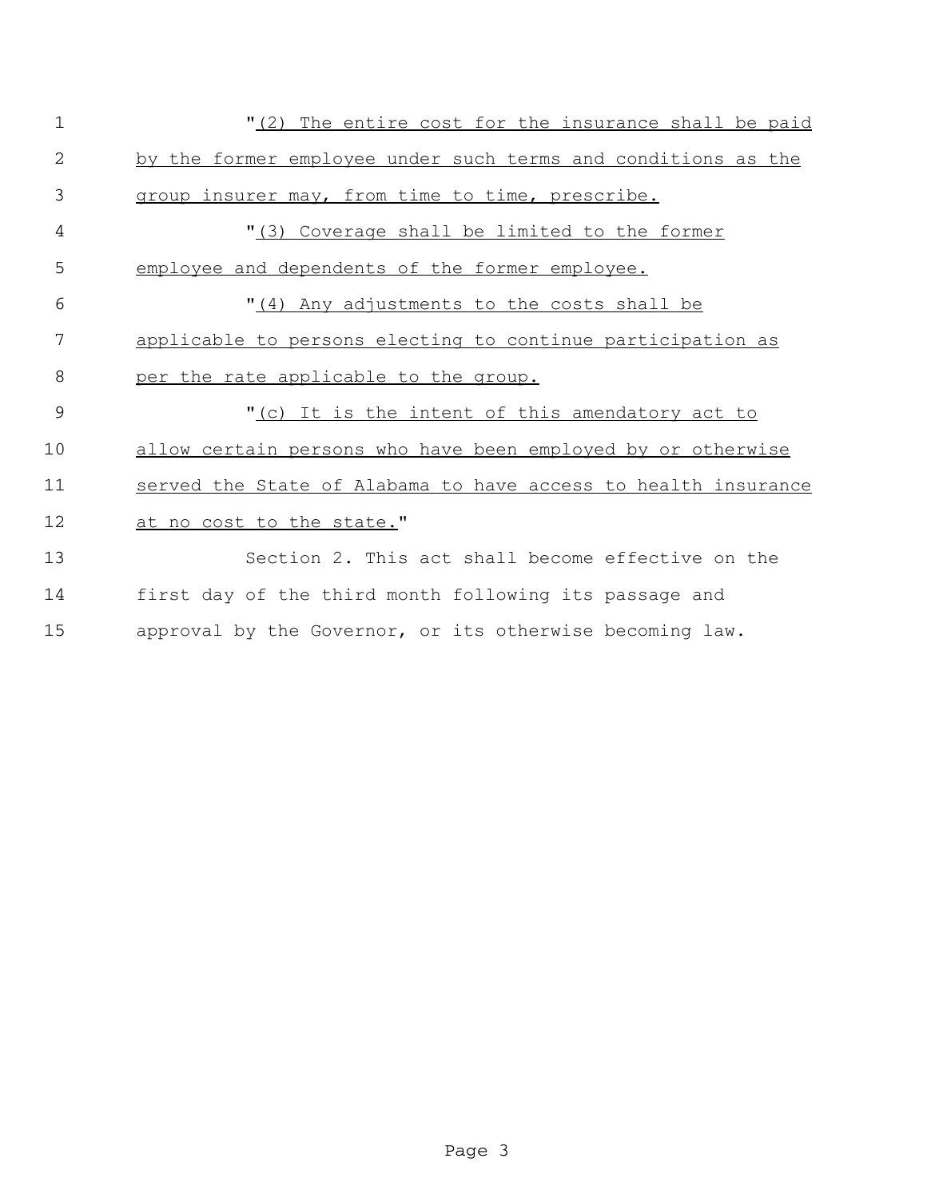"(2) The entire cost for the insurance shall be paid by the former employee under such terms and conditions as the group insurer may, from time to time, prescribe.

"(3) Coverage shall be limited to the former employee and dependents of the former employee.

"(4) Any adjustments to the costs shall be applicable to persons electing to continue participation as per the rate applicable to the group.

"(c) It is the intent of this amendatory act to allow certain persons who have been employed by or otherwise served the State of Alabama to have access to health insurance at no cost to the state."

Section 2. This act shall become effective on the first day of the third month following its passage and approval by the Governor, or its otherwise becoming law.